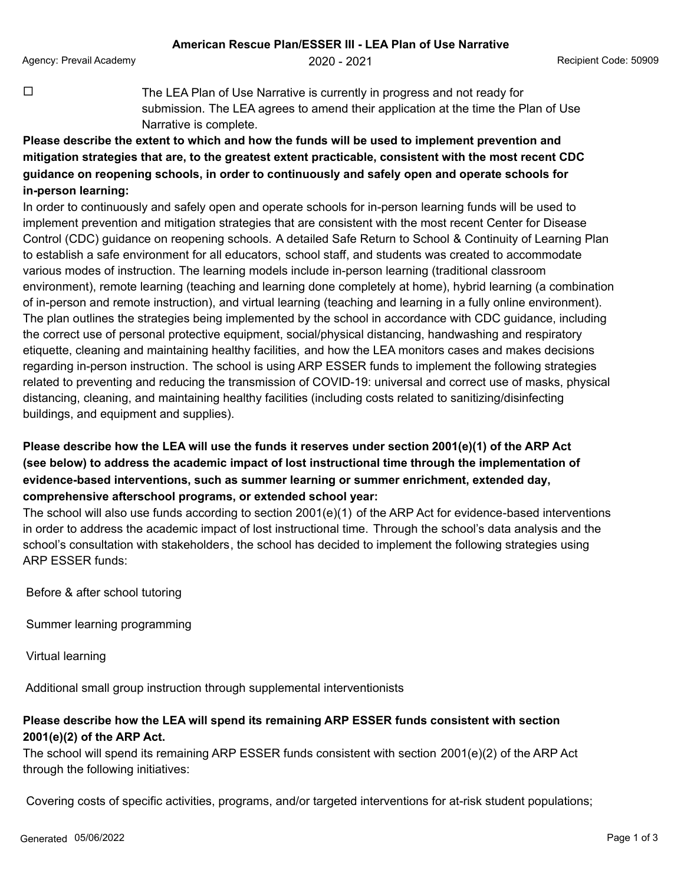**American Rescue Plan/ESSER III - LEA Plan of Use Narrative**

Agency: Prevail Academy | 2020 - 2021 | Recipient Code: 50909

☐ The LEA Plan of Use Narrative is currently in progress and not ready for submission. The LEA agrees to amend their application at the time the Plan of Use Narrative is complete.

**Please describe the extent to which and how the funds will be used to implement prevention and mitigation strategies that are, to the greatest extent practicable, consistent with the most recent CDC guidance on reopening schools, in order to continuously and safely open and operate schools for in-person learning:**

In order to continuously and safely open and operate schools for in-person learning funds will be used to implement prevention and mitigation strategies that are consistent with the most recent Center for Disease Control (CDC) guidance on reopening schools. A detailed Safe Return to School & Continuity of Learning Plan to establish a safe environment for all educators, school staff, and students was created to accommodate various modes of instruction. The learning models include in-person learning (traditional classroom environment), remote learning (teaching and learning done completely at home), hybrid learning (a combination of in-person and remote instruction), and virtual learning (teaching and learning in a fully online environment). The plan outlines the strategies being implemented by the school in accordance with CDC guidance, including the correct use of personal protective equipment, social/physical distancing, handwashing and respiratory etiquette, cleaning and maintaining healthy facilities, and how the LEA monitors cases and makes decisions regarding in-person instruction. The school is using ARP ESSER funds to implement the following strategies related to preventing and reducing the transmission of COVID-19: universal and correct use of masks, physical distancing, cleaning, and maintaining healthy facilities (including costs related to sanitizing/disinfecting buildings, and equipment and supplies).

**Please describe how the LEA will use the funds it reserves under section 2001(e)(1) of the ARP Act (see below) to address the academic impact of lost instructional time through the implementation of evidence-based interventions, such as summer learning or summer enrichment, extended day, comprehensive afterschool programs, or extended school year:**

The school will also use funds according to section 2001(e)(1) of the ARP Act for evidence-based interventions in order to address the academic impact of lost instructional time. Through the school's data analysis and the school's consultation with stakeholders, the school has decided to implement the following strategies using ARP ESSER funds:

Before & after school tutoring

Summer learning programming

Virtual learning

Additional small group instruction through supplemental interventionists

**Please describe how the LEA will spend its remaining ARP ESSER funds consistent with section 2001(e)(2) of the ARP Act.**

The school will spend its remaining ARP ESSER funds consistent with section 2001(e)(2) of the ARP Act through the following initiatives:

Covering costs of specific activities, programs, and/or targeted interventions for at-risk student populations;

Generated 05/06/2022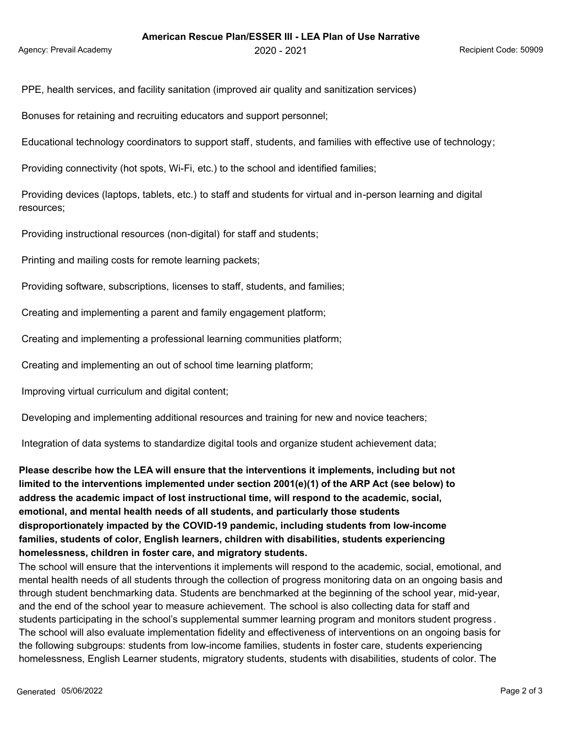PPE, health services, and facility sanitation (improved air quality and sanitization services)

Bonuses for retaining and recruiting educators and support personnel;

Educational technology coordinators to support staff, students, and families with effective use of technology;

Providing connectivity (hot spots, Wi-Fi, etc.) to the school and identified families;

Providing devices (laptops, tablets, etc.) to staff and students for virtual and in-person learning and digital resources;

Providing instructional resources (non-digital) for staff and students;

Printing and mailing costs for remote learning packets;

Providing software, subscriptions, licenses to staff, students, and families;

Creating and implementing a parent and family engagement platform;

Creating and implementing a professional learning communities platform;

Creating and implementing an out of school time learning platform;

Improving virtual curriculum and digital content;

Developing and implementing additional resources and training for new and novice teachers;

Integration of data systems to standardize digital tools and organize student achievement data;

**Please describe how the LEA will ensure that the interventions it implements, including but not limited to the interventions implemented under section 2001(e)(1) of the ARP Act (see below) to address the academic impact of lost instructional time, will respond to the academic, social, emotional, and mental health needs of all students, and particularly those students disproportionately impacted by the COVID-19 pandemic, including students from low-income families, students of color, English learners, children with disabilities, students experiencing homelessness, children in foster care, and migratory students.**

The school will ensure that the interventions it implements will respond to the academic, social, emotional, and mental health needs of all students through the collection of progress monitoring data on an ongoing basis and through student benchmarking data. Students are benchmarked at the beginning of the school year, mid-year, and the end of the school year to measure achievement. The school is also collecting data for staff and students participating in the school's supplemental summer learning program and monitors student progress. The school will also evaluate implementation fidelity and effectiveness of interventions on an ongoing basis for the following subgroups: students from low-income families, students in foster care, students experiencing homelessness, English Learner students, migratory students, students with disabilities, students of color. The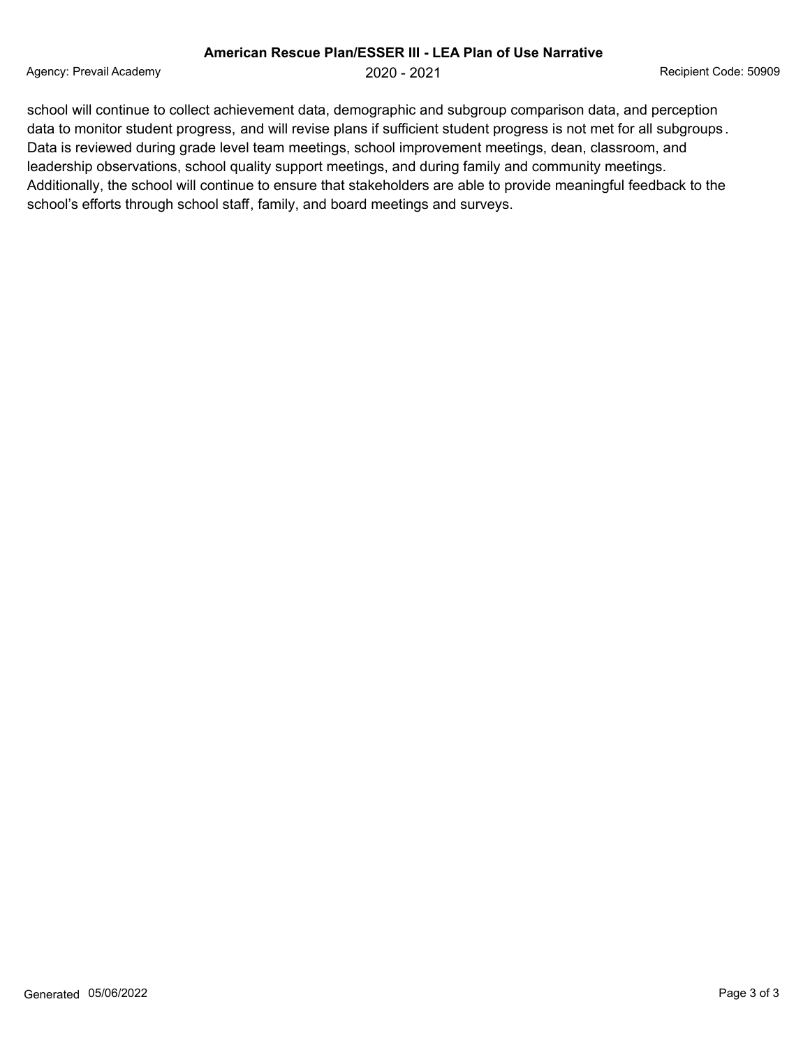school will continue to collect achievement data, demographic and subgroup comparison data, and perception data to monitor student progress, and will revise plans if sufficient student progress is not met for all subgroups. Data is reviewed during grade level team meetings, school improvement meetings, dean, classroom, and leadership observations, school quality support meetings, and during family and community meetings. Additionally, the school will continue to ensure that stakeholders are able to provide meaningful feedback to the school's efforts through school staff, family, and board meetings and surveys.